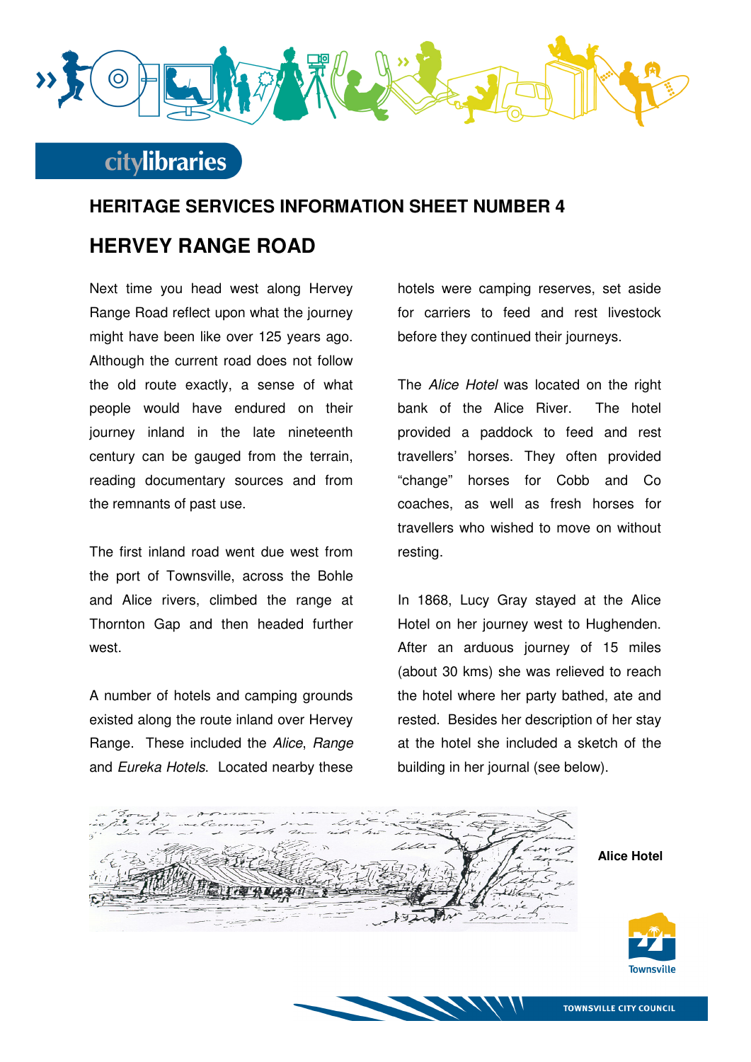# HERITAGE SERVICES INFORMATION SHEET NUMBER 4

## HERVEY RANGE ROAD

Next time you head west along Hervey Range Road reflect upon what the journey might have been like over 125 years ago. Although the current road does not follow the old route exactly, a sense of what people would have endured on their journey inland in the late nineteenth century can be gauged from the terrain, reading documentary sources and from the remnants of past use.

The first inland road went due west from the port of Townsville, across the Bohle and Alice rivers, climbed the range at Thornton Gap and then headed further west.

A number of hotels and camping grounds existed along the route inland over Hervey Range. These included the *Alice*, *Range* and *Eureka Hotels*. Located nearby these hotels were camping reserves, set aside for carriers to feed and rest livestock before they continued their journeys.

The *Alice Hotel* was located on the right bank of the Alice River. The hotel provided a paddock to feed and rest travellers' horses. They often provided "change" horses for Cobb and Co coaches, as well as fresh horses for travellers who wished to move on without resting.

In 1868, Lucy Gray stayed at the Alice Hotel on her journey west to Hughenden. After an arduous journey of 15 miles (about 30 kms) she was relieved to reach the hotel where her party bathed, ate and rested. Besides her description of her stay at the hotel she included a sketch of the building in her journal (see below).

**Alice Hotel**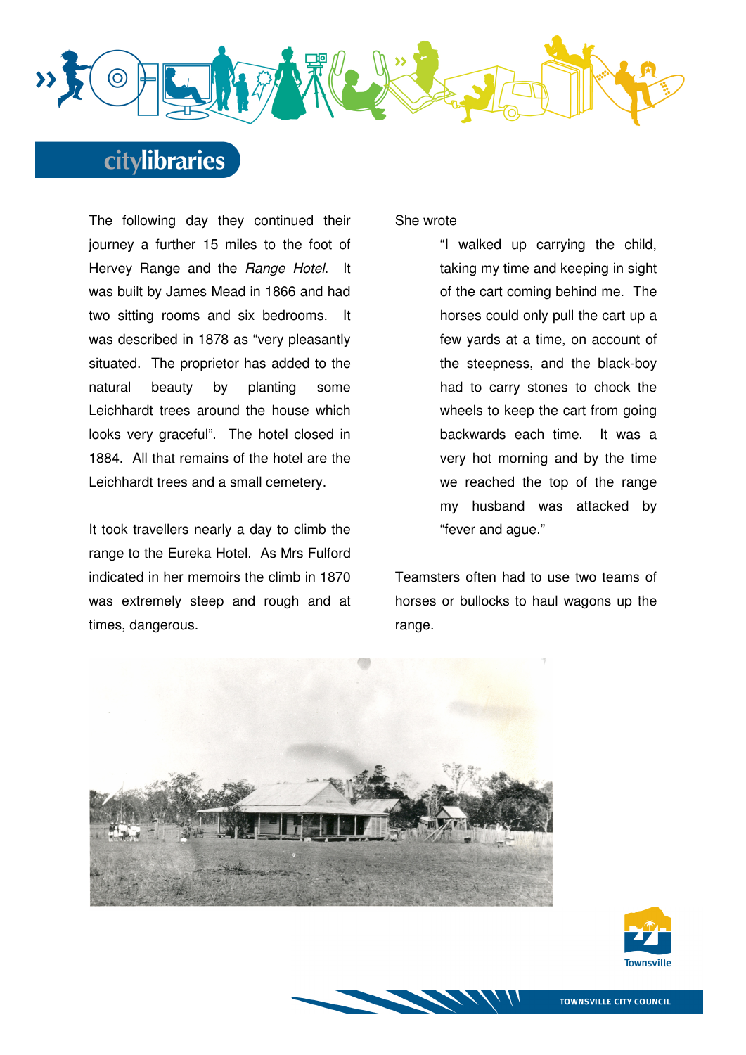The following day they continued their journey a further 15 miles to the foot of Hervey Range and the *Range Hotel*. It was built by James Mead in 1866 and had two sitting rooms and six bedrooms. It was described in 1878 as "very pleasantly situated. The proprietor has added to the natural beauty by planting some Leichhardt trees around the house which looks very graceful". The hotel closed in 1884. All that remains of the hotel are the Leichhardt trees and a small cemetery.

It took travellers nearly a day to climb the range to the Eureka Hotel. As Mrs Fulford indicated in her memoirs the climb in 1870 was extremely steep and rough and at times, dangerous.

She wrote

> "I walked up carrying the child, taking my time and keeping in sight of the cart coming behind me. The horses could only pull the cart up a few yards at a time, on account of the steepness, and the black-boy had to carry stones to chock the wheels to keep the cart from going backwards each time. It was a very hot morning and by the time we reached the top of the range my husband was attacked by "fever and ague."

Teamsters often had to use two teams of horses or bullocks to haul wagons up the range.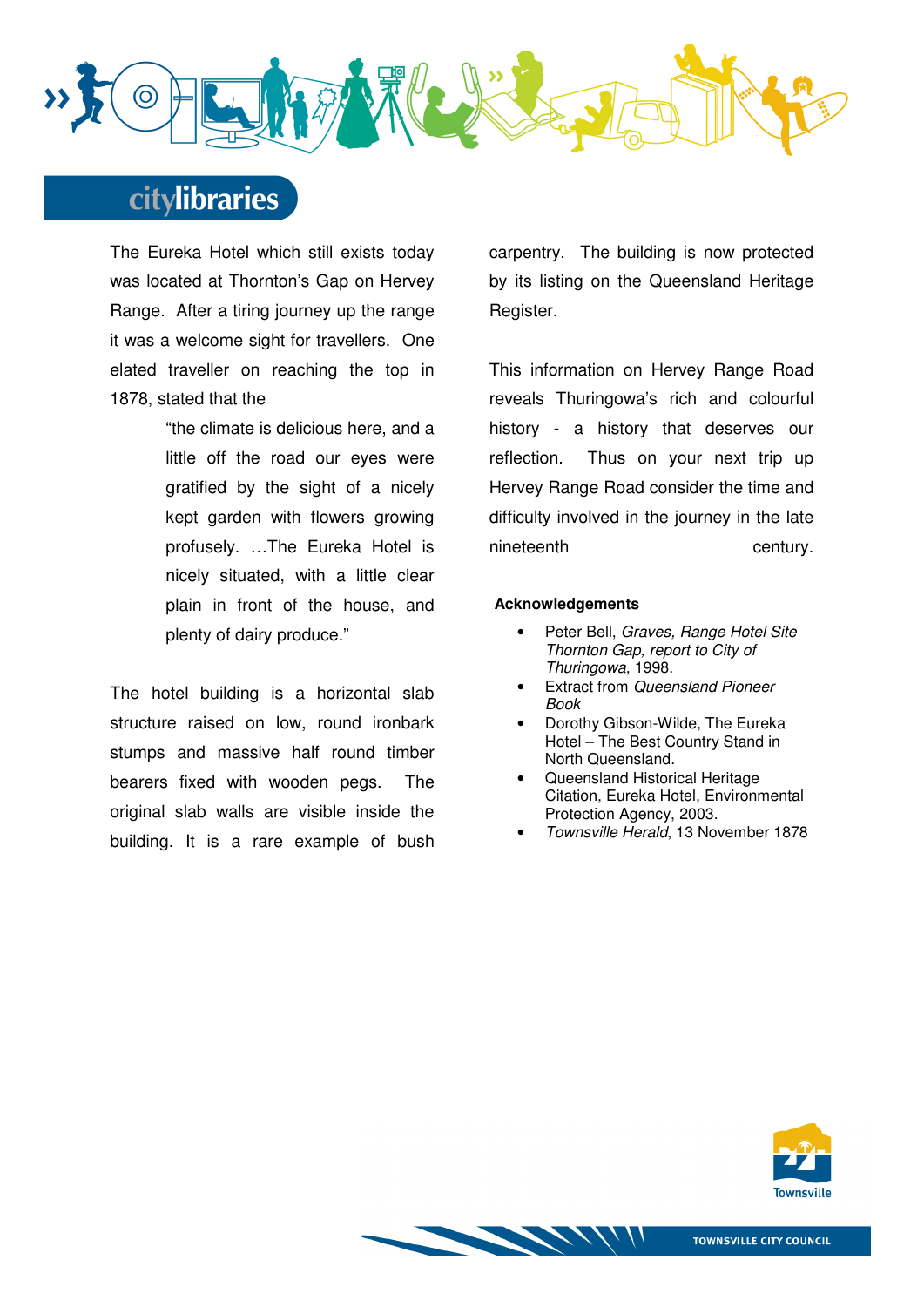The Eureka Hotel which still exists today was located at Thornton's Gap on Hervey Range. After a tiring journey up the range it was a welcome sight for travellers. One elated traveller on reaching the top in 1878, stated that the

> "the climate is delicious here, and a little off the road our eyes were gratified by the sight of a nicely kept garden with flowers growing profusely. …The Eureka Hotel is nicely situated, with a little clear plain in front of the house, and plenty of dairy produce."

The hotel building is a horizontal slab structure raised on low, round ironbark stumps and massive half round timber bearers fixed with wooden pegs. The original slab walls are visible inside the building. It is a rare example of bush carpentry. The building is now protected by its listing on the Queensland Heritage Register.

This information on Hervey Range Road reveals Thuringowa's rich and colourful history - a history that deserves our reflection. Thus on your next trip up Hervey Range Road consider the time and difficulty involved in the journey in the late nineteenth century.

**Acknowledgements**

- Peter Bell, *Graves, Range Hotel Site Thornton Gap, report to City of Thuringowa*, 1998.
- Extract from *Queensland Pioneer Book*
- Dorothy Gibson-Wilde, The Eureka Hotel – The Best Country Stand in North Queensland.
- Queensland Historical Heritage Citation, Eureka Hotel, Environmental Protection Agency, 2003.
- *Townsville Herald*, 13 November 1878